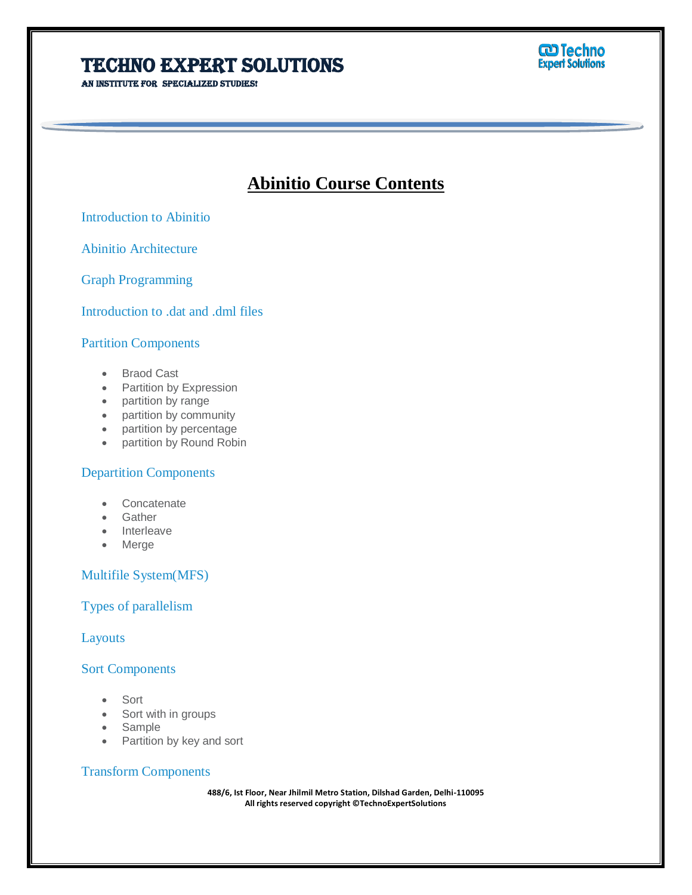# TECHNO EXPERT SOLUTIONS

AN INSTITUTE FOR SPECIALIZED STUDIES!

## Abinitio Course Contents

### Introduction to Abinitio

### Abinitio Architecture

### Graph Programming

### Introduction to .dat and .dml files

### Partition Components

- Braod Cast
- Partition by Expression
- partition by range
- partition by community
- partition by percentage
- partition by Round Robin

### Departition Components

- Concatenate
- Gather
- Interleave
- Merge

### Multifile System(MFS)

### Types of parallelism

### Layouts

### Sort Components

- Sort
- Sort with in groups
- Sample
- Partition by key and sort

### Transform Components

488/6, Ist Floor, Near Jhilmil Metro Station, Dilshad Garden, Delhi-110095
All rights reserved copyright ©TechnoExpertSolutions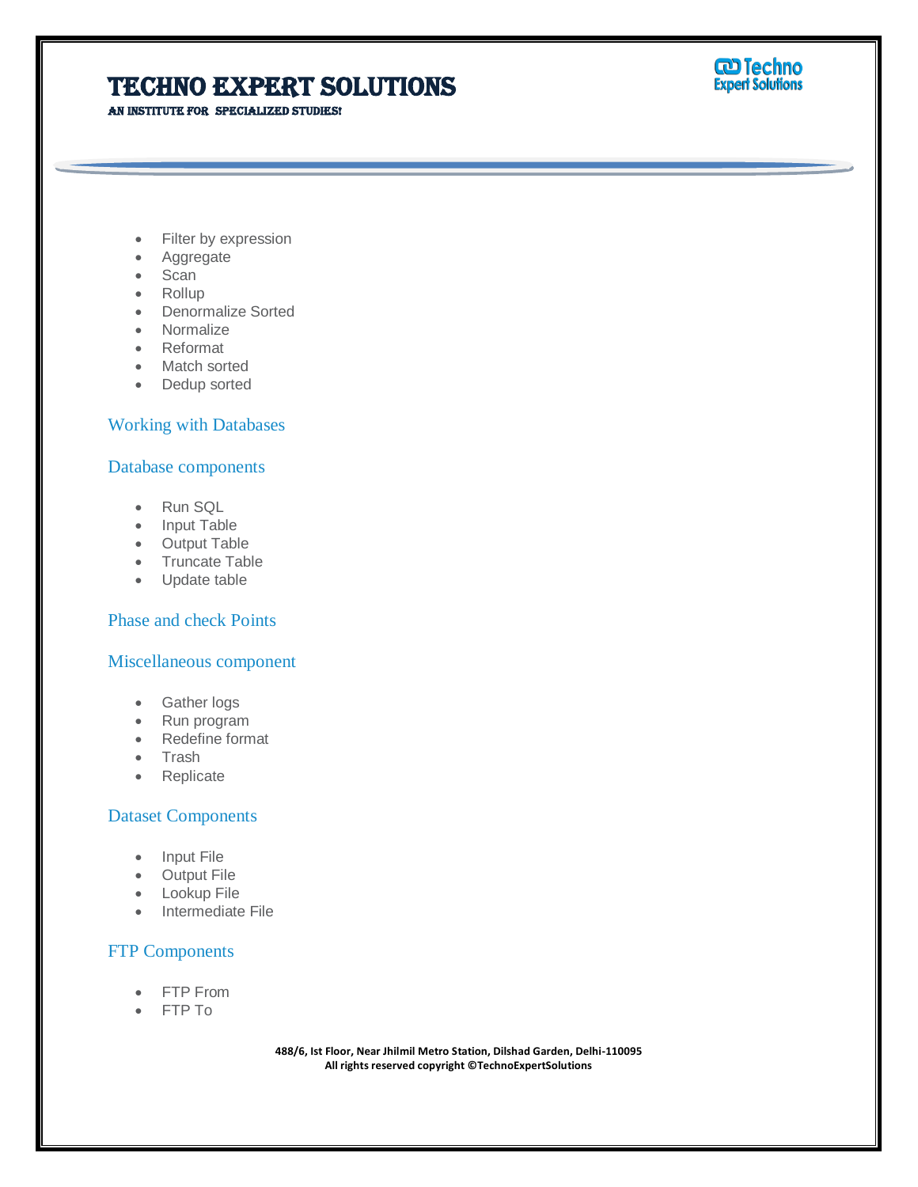- Filter by expression
- Aggregate
- Scan
- Rollup
- Denormalize Sorted
- Normalize
- Reformat
- Match sorted
- Dedup sorted

## Working with Databases

## Database components

- Run SQL
- Input Table
- Output Table
- Truncate Table
- Update table

## Phase and check Points

## Miscellaneous component

- Gather logs
- Run program
- Redefine format
- Trash
- Replicate

## Dataset Components

- Input File
- Output File
- Lookup File
- Intermediate File

## FTP Components

- FTP From
- FTP To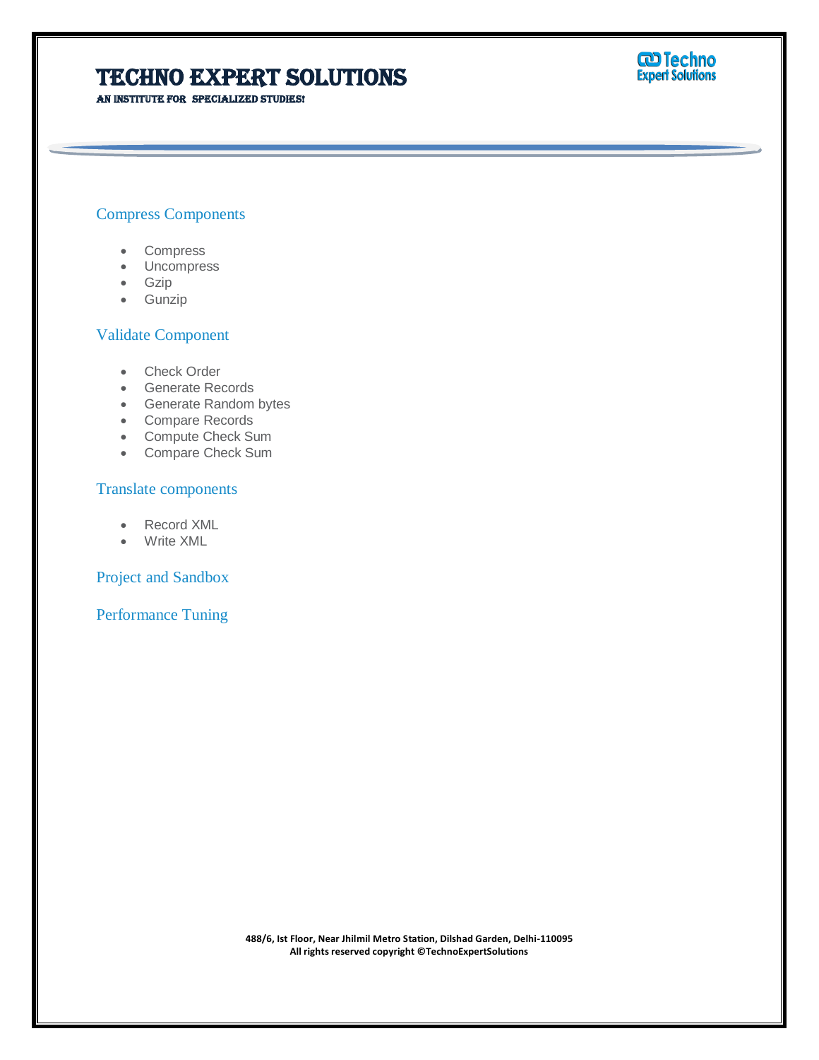## Compress Components

- Compress
- Uncompress
- Gzip
- Gunzip

## Validate Component

- Check Order
- Generate Records
- Generate Random bytes
- Compare Records
- Compute Check Sum
- Compare Check Sum

## Translate components

- Record XML
- Write XML

## Project and Sandbox

## Performance Tuning